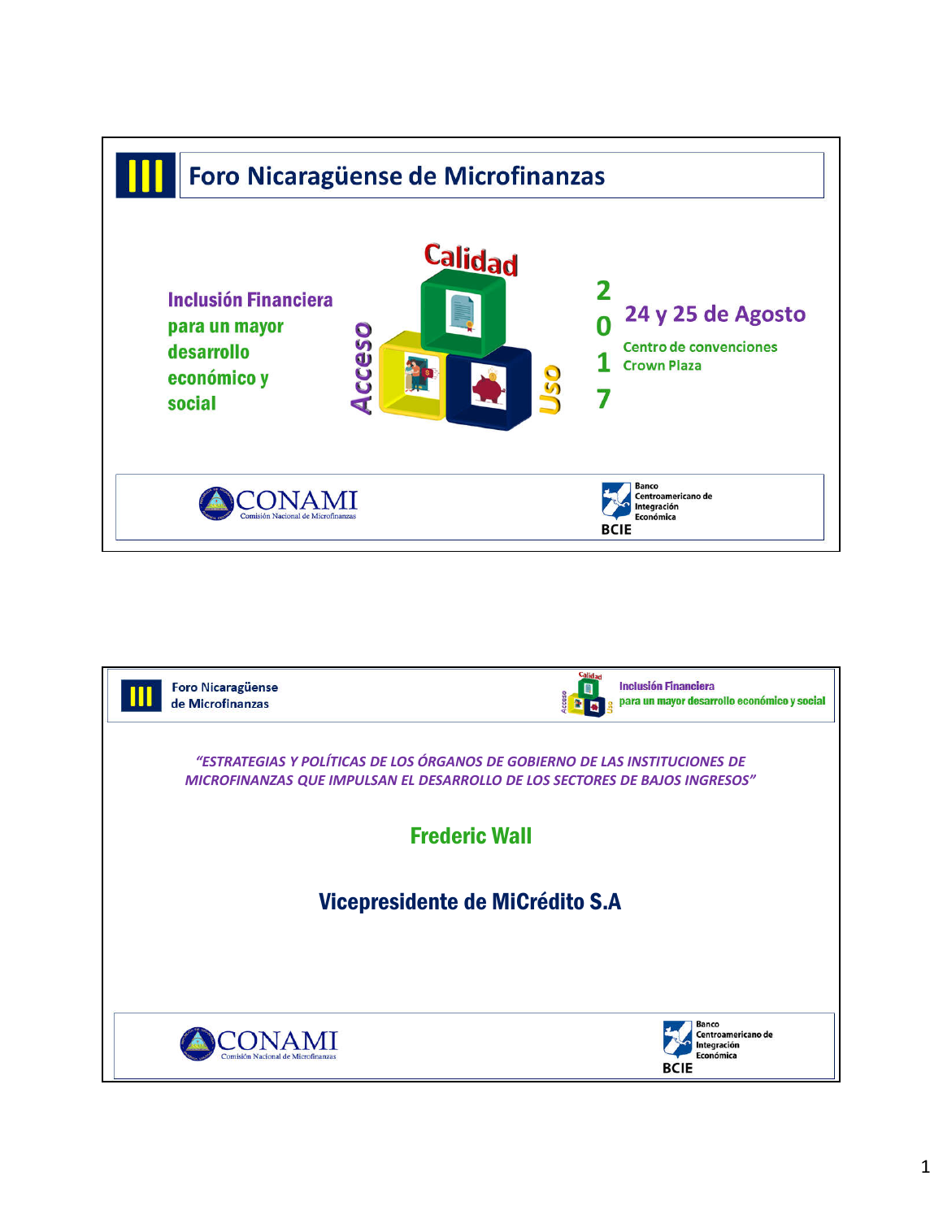# III Foro Nicaragüense de Microfinanzas

**Inclusión Financiera para un mayor desarrollo económico y social**

Calidad

Acceso

Uso

2017

24 y 25 de Agosto

Centro de convenciones Crown Plaza

CONAMI Comisión Nacional de Microfinanzas

Banco Centroamericano de Integración Económica BCIE

---

III Foro Nicaragüense de Microfinanzas

Inclusión Financiera para un mayor desarrollo económico y social

*"ESTRATEGIAS Y POLÍTICAS DE LOS ÓRGANOS DE GOBIERNO DE LAS INSTITUCIONES DE MICROFINANZAS QUE IMPULSAN EL DESARROLLO DE LOS SECTORES DE BAJOS INGRESOS"*

## Frederic Wall

## Vicepresidente de MiCrédito S.A

CONAMI Comisión Nacional de Microfinanzas

Banco Centroamericano de Integración Económica BCIE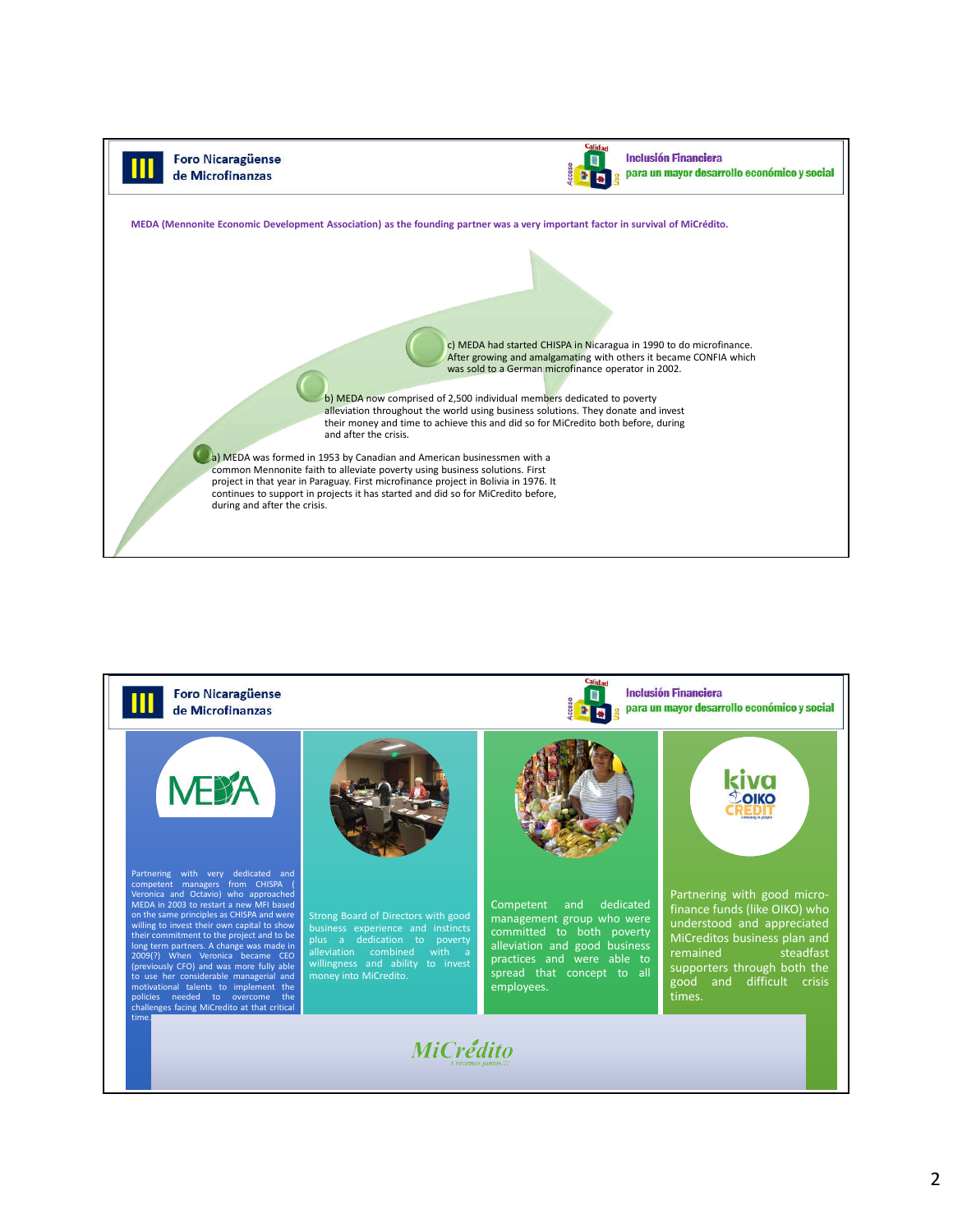**MEDA (Mennonite Economic Development Association) as the founding partner was a very important factor in survival of MiCrédito.**

c) MEDA had started CHISPA in Nicaragua in 1990 to do microfinance. After growing and amalgamating with others it became CONFIA which was sold to a German microfinance operator in 2002.

b) MEDA now comprised of 2,500 individual members dedicated to poverty alleviation throughout the world using business solutions. They donate and invest their money and time to achieve this and did so for MiCredito both before, during and after the crisis.

a) MEDA was formed in 1953 by Canadian and American businessmen with a common Mennonite faith to alleviate poverty using business solutions. First project in that year in Paraguay. First microfinance project in Bolivia in 1976. It continues to support in projects it has started and did so for MiCredito before, during and after the crisis.

---

Partnering with very dedicated and competent managers from CHISPA ( Veronica and Octavio) who approached MEDA in 2003 to restart a new MFI based on the same principles as CHISPA and were willing to invest their own capital to show their commitment to the project and to be long term partners. A change was made in 2009(?) When Veronica became CEO (previously CFO) and was more fully able to use her considerable managerial and motivational talents to implement the policies needed to overcome the challenges facing MiCredito at that critical time.

Strong Board of Directors with good business experience and instincts plus a dedication to poverty alleviation combined with a willingness and ability to invest money into MiCredito.

Competent and dedicated management group who were committed to both poverty alleviation and good business practices and were able to spread that concept to all employees.

Partnering with good micro-finance funds (like OIKO) who understood and appreciated MiCreditos business plan and remained steadfast supporters through both the good and difficult crisis times.

MiCrédito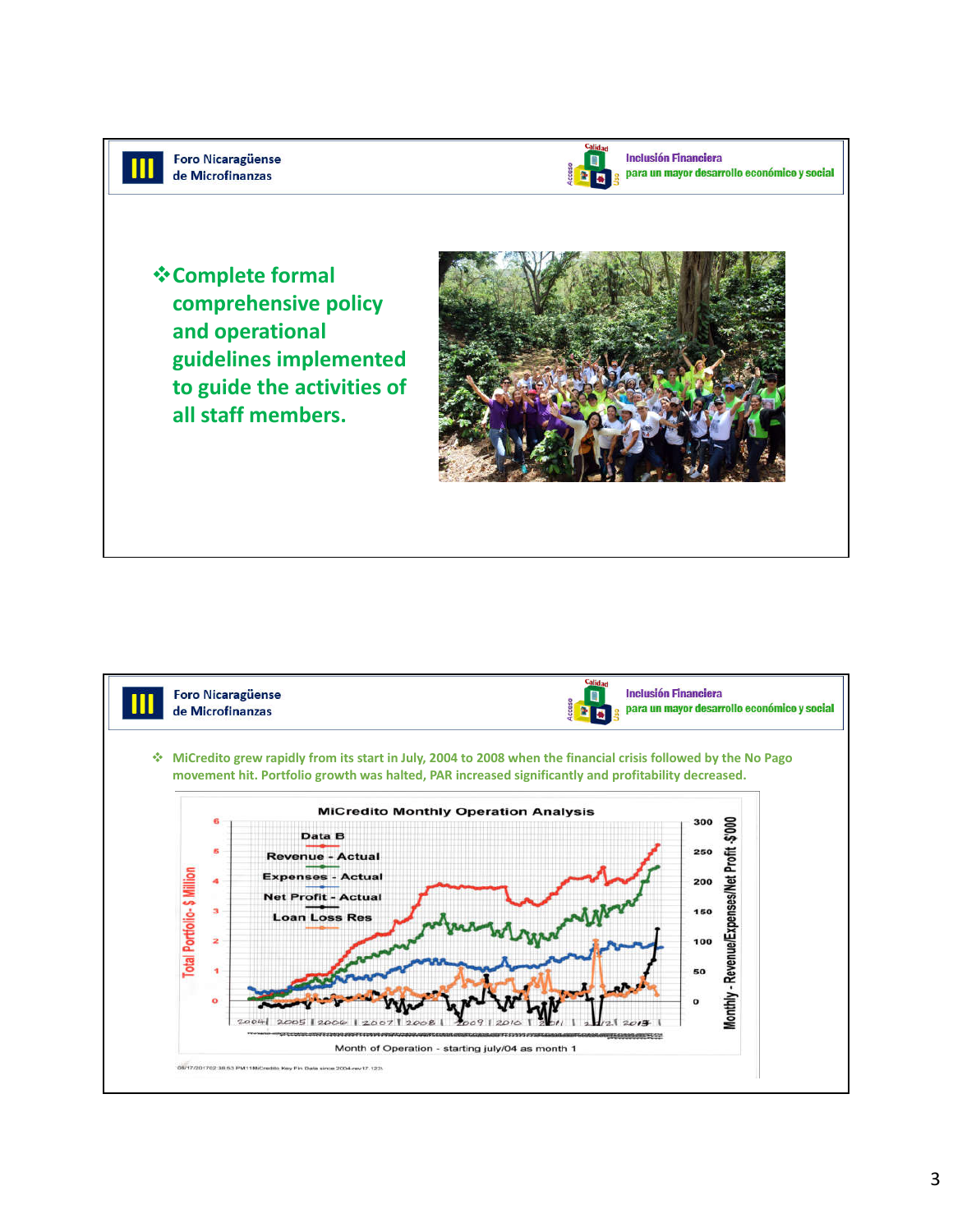Foro Nicaragüense de Microfinanzas

Inclusión Financiera para un mayor desarrollo económico y social

- Complete formal comprehensive policy and operational guidelines implemented to guide the activities of all staff members.

Foro Nicaragüense de Microfinanzas

Inclusión Financiera para un mayor desarrollo económico y social

- MiCredito grew rapidly from its start in July, 2004 to 2008 when the financial crisis followed by the No Pago movement hit. Portfolio growth was halted, PAR increased significantly and profitability decreased.

MiCredito Monthly Operation Analysis

Data B: Revenue - Actual; Expenses - Actual; Net Profit - Actual; Loan Loss Res

Total Portfolio - $ Million (left axis: 0–6)

Monthly - Revenue/Expenses/Net Profit -$'000 (right axis: 0–300)

2004 | 2005 | 2006 | 2007 | 2008 | 2009 | 2010 | 2011 | 2012 | 2013

Month of Operation - starting july/04 as month 1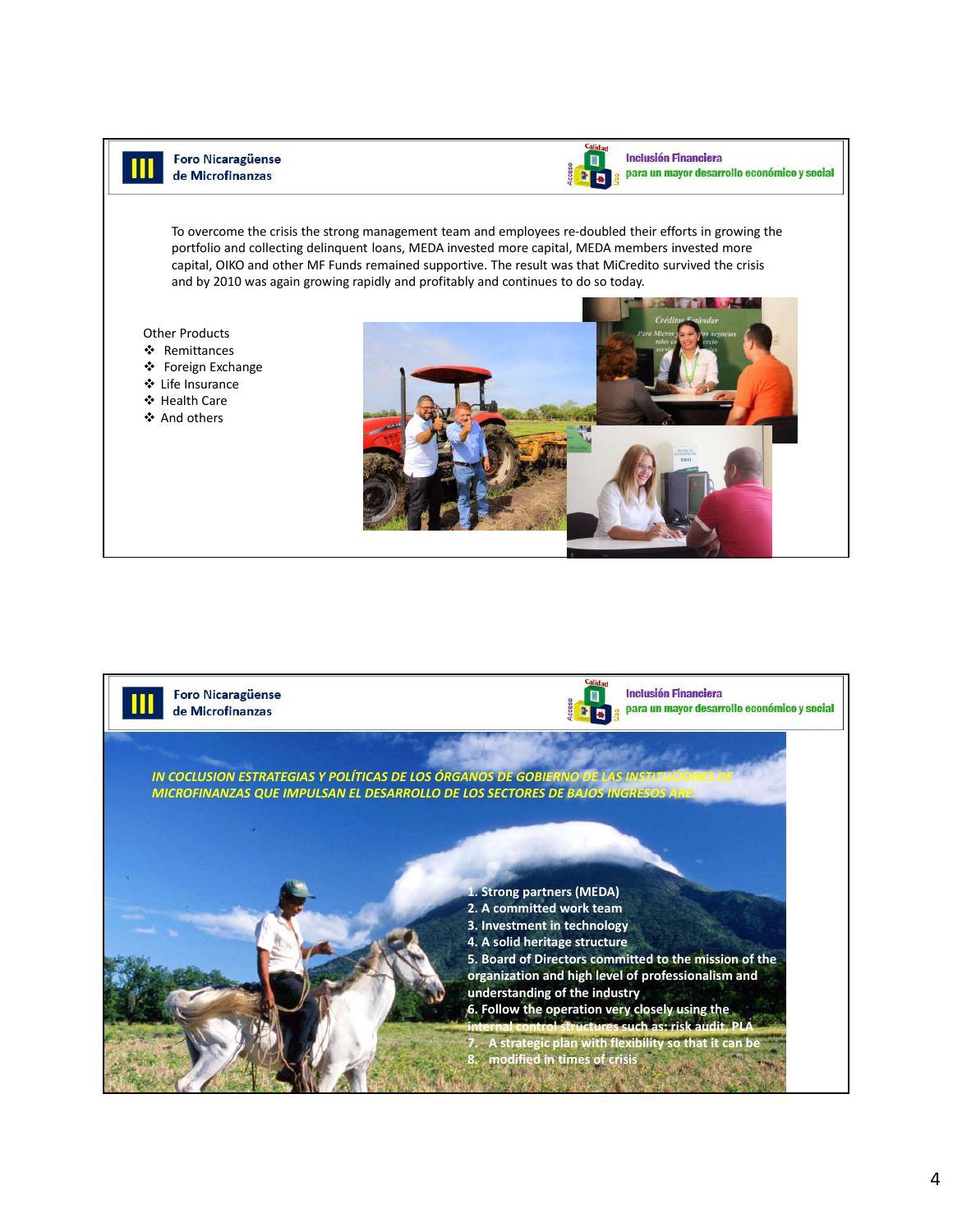Foro Nicaragüense de Microfinanzas

Inclusión Financiera para un mayor desarrollo económico y social

To overcome the crisis the strong management team and employees re-doubled their efforts in growing the portfolio and collecting delinquent loans, MEDA invested more capital, MEDA members invested more capital, OIKO and other MF Funds remained supportive. The result was that MiCredito survived the crisis and by 2010 was again growing rapidly and profitably and continues to do so today.

Other Products

- Remittances
- Foreign Exchange
- Life Insurance
- Health Care
- And others

Foro Nicaragüense de Microfinanzas

Inclusión Financiera para un mayor desarrollo económico y social

*IN COCLUSION ESTRATEGIAS Y POLÍTICAS DE LOS ÓRGANOS DE GOBIERNO DE LAS INSTITUCIONES DE MICROFINANZAS QUE IMPULSAN EL DESARROLLO DE LOS SECTORES DE BAJOS INGRESOS ARE:*

1. Strong partners (MEDA)
2. A committed work team
3. Investment in technology
4. A solid heritage structure
5. Board of Directors committed to the mission of the organization and high level of professionalism and understanding of the industry
6. Follow the operation very closely using the internal control structures such as: risk audit, PLA
7. A strategic plan with flexibility so that it can be
8. modified in times of crisis